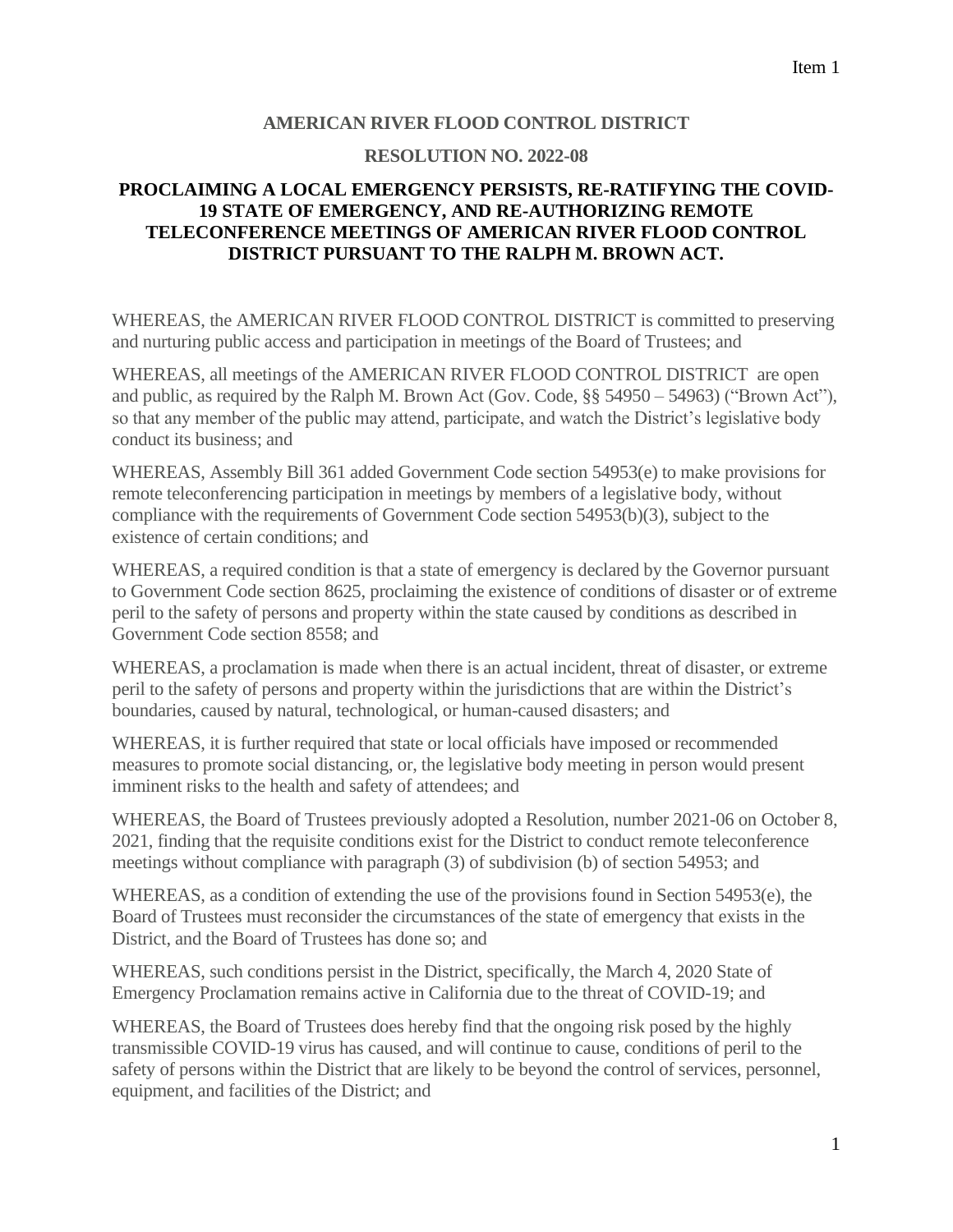Item 1

# AMERICAN RIVER FLOOD CONTROL DISTRICT

## RESOLUTION NO. 2022-08

## PROCLAIMING A LOCAL EMERGENCY PERSISTS, RE-RATIFYING THE COVID-19 STATE OF EMERGENCY, AND RE-AUTHORIZING REMOTE TELECONFERENCE MEETINGS OF AMERICAN RIVER FLOOD CONTROL DISTRICT PURSUANT TO THE RALPH M. BROWN ACT.

WHEREAS, the AMERICAN RIVER FLOOD CONTROL DISTRICT is committed to preserving and nurturing public access and participation in meetings of the Board of Trustees; and

WHEREAS, all meetings of the AMERICAN RIVER FLOOD CONTROL DISTRICT are open and public, as required by the Ralph M. Brown Act (Gov. Code, §§ 54950 – 54963) ("Brown Act"), so that any member of the public may attend, participate, and watch the District's legislative body conduct its business; and

WHEREAS, Assembly Bill 361 added Government Code section 54953(e) to make provisions for remote teleconferencing participation in meetings by members of a legislative body, without compliance with the requirements of Government Code section 54953(b)(3), subject to the existence of certain conditions; and

WHEREAS, a required condition is that a state of emergency is declared by the Governor pursuant to Government Code section 8625, proclaiming the existence of conditions of disaster or of extreme peril to the safety of persons and property within the state caused by conditions as described in Government Code section 8558; and

WHEREAS, a proclamation is made when there is an actual incident, threat of disaster, or extreme peril to the safety of persons and property within the jurisdictions that are within the District's boundaries, caused by natural, technological, or human-caused disasters; and

WHEREAS, it is further required that state or local officials have imposed or recommended measures to promote social distancing, or, the legislative body meeting in person would present imminent risks to the health and safety of attendees; and

WHEREAS, the Board of Trustees previously adopted a Resolution, number 2021-06 on October 8, 2021, finding that the requisite conditions exist for the District to conduct remote teleconference meetings without compliance with paragraph (3) of subdivision (b) of section 54953; and

WHEREAS, as a condition of extending the use of the provisions found in Section 54953(e), the Board of Trustees must reconsider the circumstances of the state of emergency that exists in the District, and the Board of Trustees has done so; and

WHEREAS, such conditions persist in the District, specifically, the March 4, 2020 State of Emergency Proclamation remains active in California due to the threat of COVID-19; and

WHEREAS, the Board of Trustees does hereby find that the ongoing risk posed by the highly transmissible COVID-19 virus has caused, and will continue to cause, conditions of peril to the safety of persons within the District that are likely to be beyond the control of services, personnel, equipment, and facilities of the District; and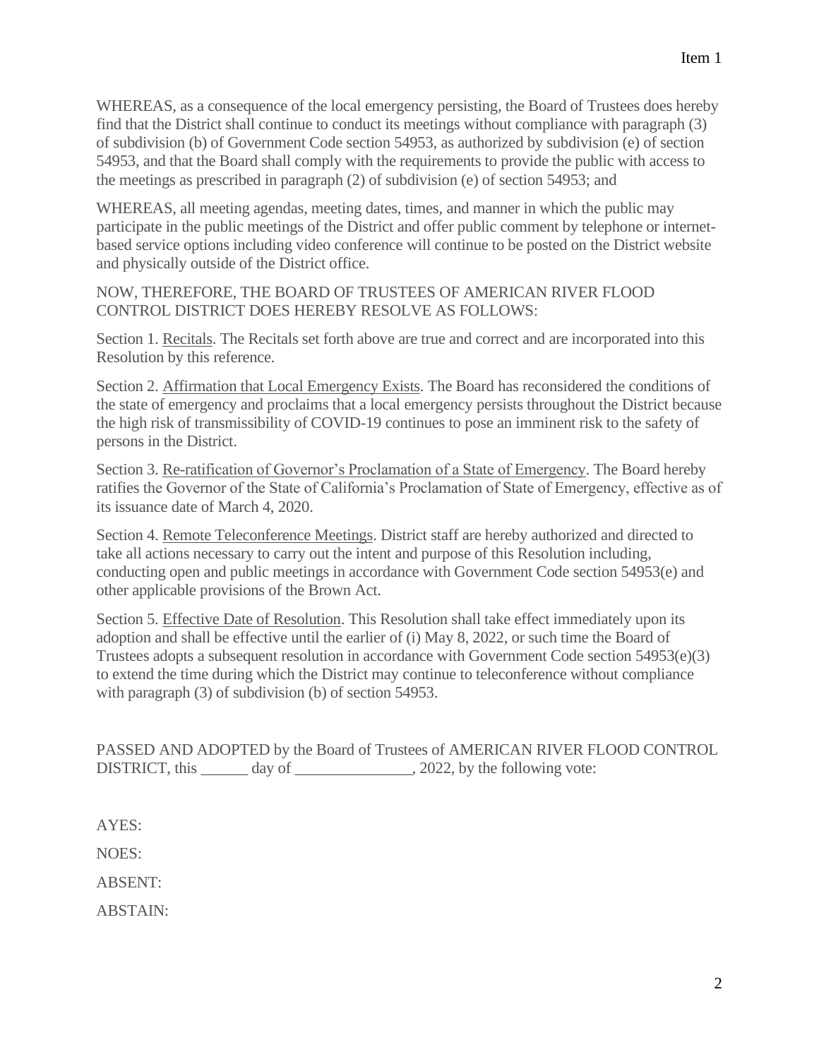WHEREAS, as a consequence of the local emergency persisting, the Board of Trustees does hereby find that the District shall continue to conduct its meetings without compliance with paragraph (3) of subdivision (b) of Government Code section 54953, as authorized by subdivision (e) of section 54953, and that the Board shall comply with the requirements to provide the public with access to the meetings as prescribed in paragraph (2) of subdivision (e) of section 54953; and

WHEREAS, all meeting agendas, meeting dates, times, and manner in which the public may participate in the public meetings of the District and offer public comment by telephone or internet-based service options including video conference will continue to be posted on the District website and physically outside of the District office.

NOW, THEREFORE, THE BOARD OF TRUSTEES OF AMERICAN RIVER FLOOD CONTROL DISTRICT DOES HEREBY RESOLVE AS FOLLOWS:

Section 1. Recitals. The Recitals set forth above are true and correct and are incorporated into this Resolution by this reference.

Section 2. Affirmation that Local Emergency Exists. The Board has reconsidered the conditions of the state of emergency and proclaims that a local emergency persists throughout the District because the high risk of transmissibility of COVID-19 continues to pose an imminent risk to the safety of persons in the District.

Section 3. Re-ratification of Governor's Proclamation of a State of Emergency. The Board hereby ratifies the Governor of the State of California's Proclamation of State of Emergency, effective as of its issuance date of March 4, 2020.

Section 4. Remote Teleconference Meetings. District staff are hereby authorized and directed to take all actions necessary to carry out the intent and purpose of this Resolution including, conducting open and public meetings in accordance with Government Code section 54953(e) and other applicable provisions of the Brown Act.

Section 5. Effective Date of Resolution. This Resolution shall take effect immediately upon its adoption and shall be effective until the earlier of (i) May 8, 2022, or such time the Board of Trustees adopts a subsequent resolution in accordance with Government Code section 54953(e)(3) to extend the time during which the District may continue to teleconference without compliance with paragraph (3) of subdivision (b) of section 54953.

PASSED AND ADOPTED by the Board of Trustees of AMERICAN RIVER FLOOD CONTROL DISTRICT, this ______ day of _______________, 2022, by the following vote:

AYES:

NOES:

ABSENT:

ABSTAIN: